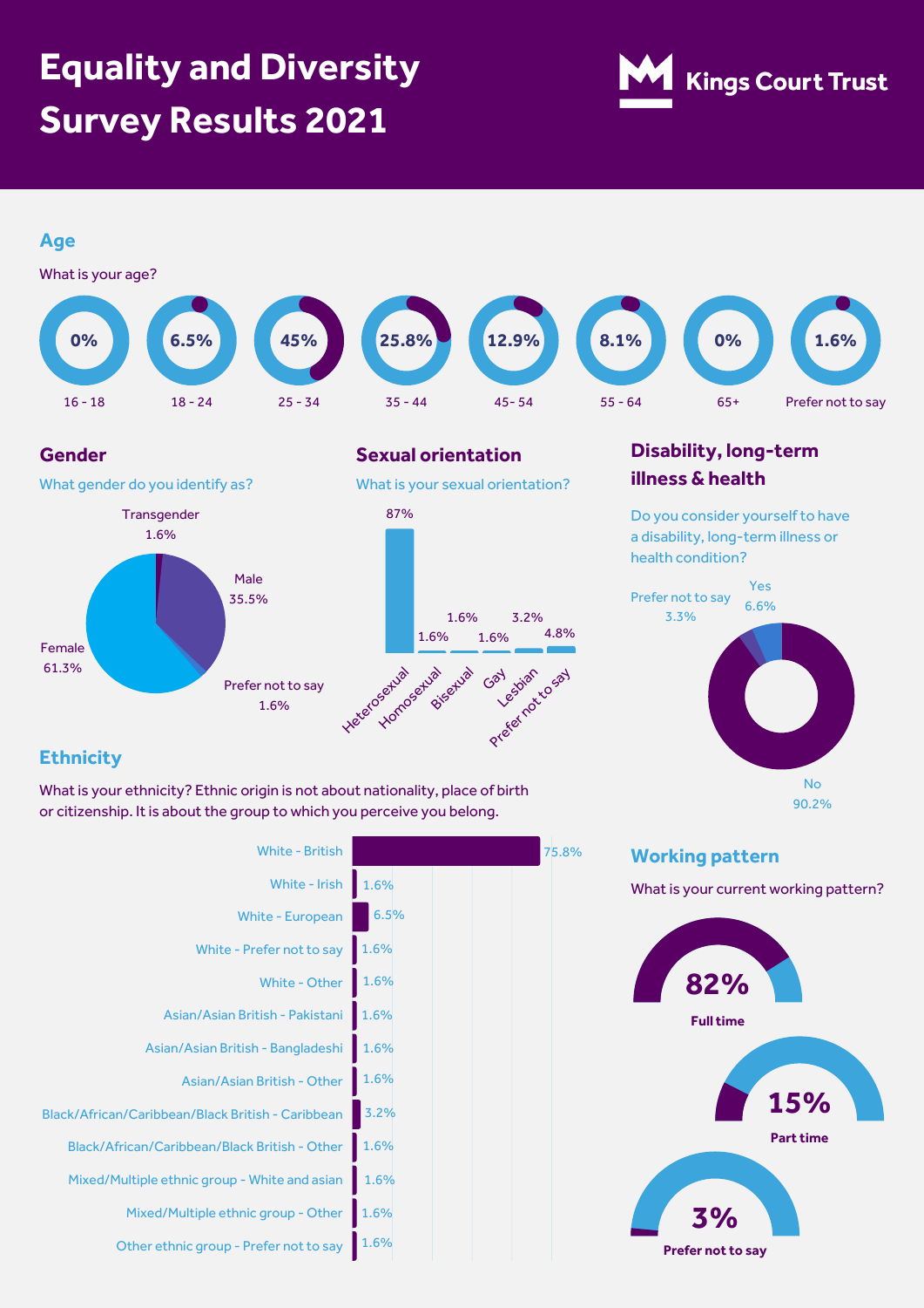# Equality and Diversity Survey Results 2021

Kings Court Trust

## Age

What is your age?

| 16 - 18 | 18 - 24 | 25 - 34 | 35 - 44 | 45- 54 | 55 - 64 | 65+ | Prefer not to say |
|---|---|---|---|---|---|---|---|
| 0% | 6.5% | 45% | 25.8% | 12.9% | 8.1% | 0% | 1.6% |

## Gender

What gender do you identify as?

| Gender | % |
|---|---|
| Female | 61.3% |
| Male | 35.5% |
| Transgender | 1.6% |
| Prefer not to say | 1.6% |

## Sexual orientation

What is your sexual orientation?

| Sexual orientation | % |
|---|---|
| Heterosexual | 87% |
| Homosexual | 1.6% |
| Bisexual | 1.6% |
| Gay | 1.6% |
| Lesbian | 3.2% |
| Prefer not to say | 4.8% |

## Disability, long-term illness & health

Do you consider yourself to have a disability, long-term illness or health condition?

| Response | % |
|---|---|
| No | 90.2% |
| Yes | 6.6% |
| Prefer not to say | 3.3% |

## Ethnicity

What is your ethnicity? Ethnic origin is not about nationality, place of birth or citizenship. It is about the group to which you perceive you belong.

| Ethnicity | % |
|---|---|
| White - British | 75.8% |
| White - Irish | 1.6% |
| White - European | 6.5% |
| White - Prefer not to say | 1.6% |
| White - Other | 1.6% |
| Asian/Asian British - Pakistani | 1.6% |
| Asian/Asian British - Bangladeshi | 1.6% |
| Asian/Asian British - Other | 1.6% |
| Black/African/Caribbean/Black British - Caribbean | 3.2% |
| Black/African/Caribbean/Black British - Other | 1.6% |
| Mixed/Multiple ethnic group - White and asian | 1.6% |
| Mixed/Multiple ethnic group - Other | 1.6% |
| Other ethnic group - Prefer not to say | 1.6% |

## Working pattern

What is your current working pattern?

| Working pattern | % |
|---|---|
| Full time | 82% |
| Part time | 15% |
| Prefer not to say | 3% |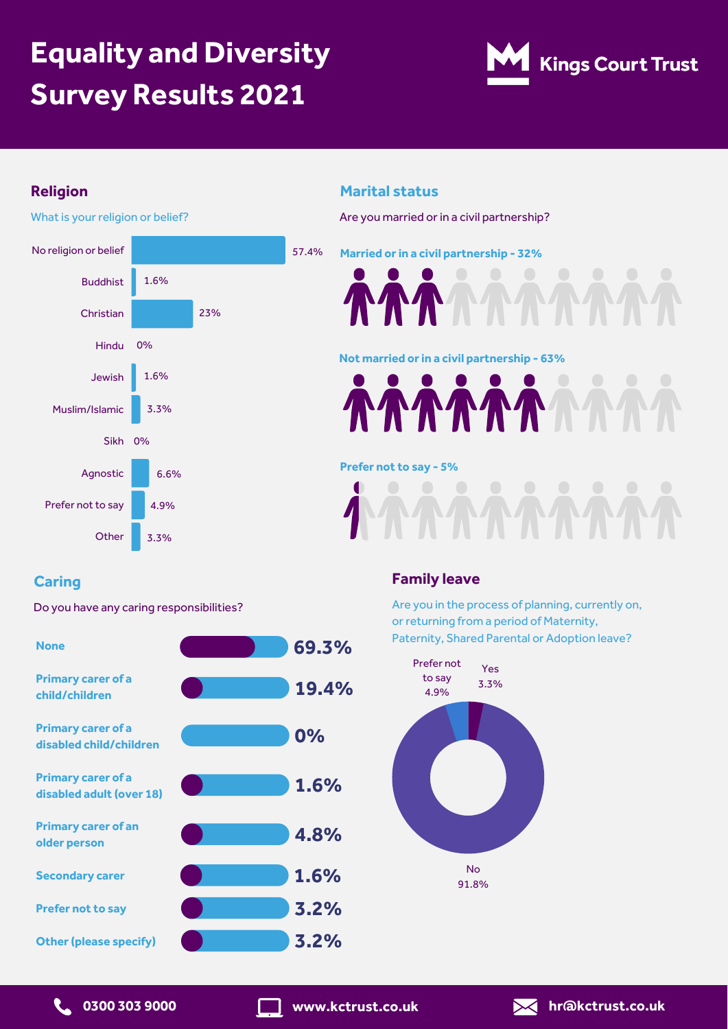# Equality and Diversity Survey Results 2021

Kings Court Trust

## Religion

What is your religion or belief?

No religion or belief 57.4%
Buddhist 1.6%
Christian 23%
Hindu 0%
Jewish 1.6%
Muslim/Islamic 3.3%
Sikh 0%
Agnostic 6.6%
Prefer not to say 4.9%
Other 3.3%

## Marital status

Are you married or in a civil partnership?

**Married or in a civil partnership - 32%**

**Not married or in a civil partnership - 63%**

**Prefer not to say - 5%**

## Caring

Do you have any caring responsibilities?

**None** **69.3%**
**Primary carer of a child/children** **19.4%**
**Primary carer of a disabled child/children** **0%**
**Primary carer of a disabled adult (over 18)** **1.6%**
**Primary carer of an older person** **4.8%**
**Secondary carer** **1.6%**
**Prefer not to say** **3.2%**
**Other (please specify)** **3.2%**

## Family leave

Are you in the process of planning, currently on, or returning from a period of Maternity, Paternity, Shared Parental or Adoption leave?

Prefer not to say 4.9%
Yes 3.3%
No 91.8%

0300 303 9000 www.kctrust.co.uk hr@kctrust.co.uk